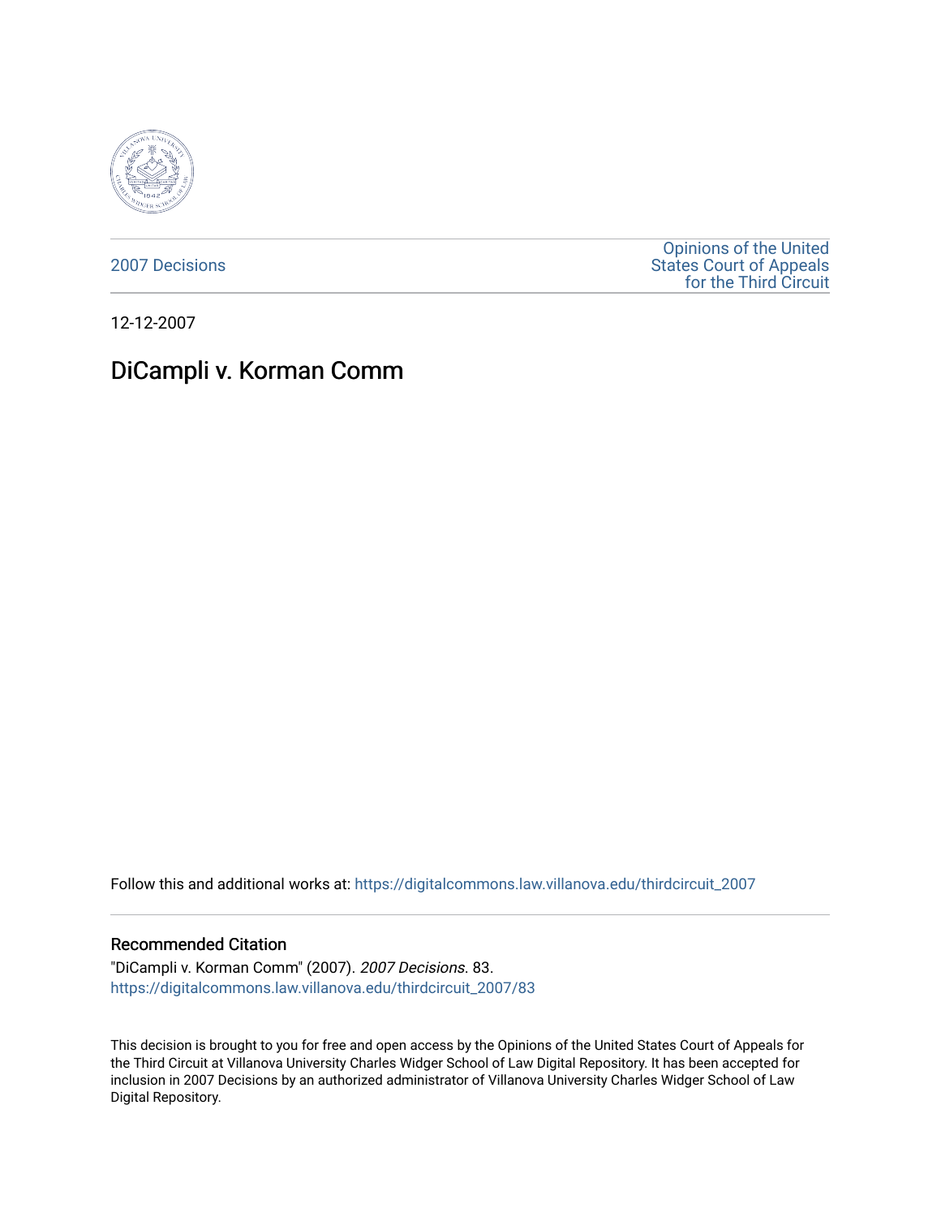2007 Decisions

Opinions of the United States Court of Appeals for the Third Circuit

12-12-2007

# DiCampli v. Korman Comm

Follow this and additional works at: https://digitalcommons.law.villanova.edu/thirdcircuit_2007

### Recommended Citation

"DiCampli v. Korman Comm" (2007). *2007 Decisions*. 83.
https://digitalcommons.law.villanova.edu/thirdcircuit_2007/83

This decision is brought to you for free and open access by the Opinions of the United States Court of Appeals for the Third Circuit at Villanova University Charles Widger School of Law Digital Repository. It has been accepted for inclusion in 2007 Decisions by an authorized administrator of Villanova University Charles Widger School of Law Digital Repository.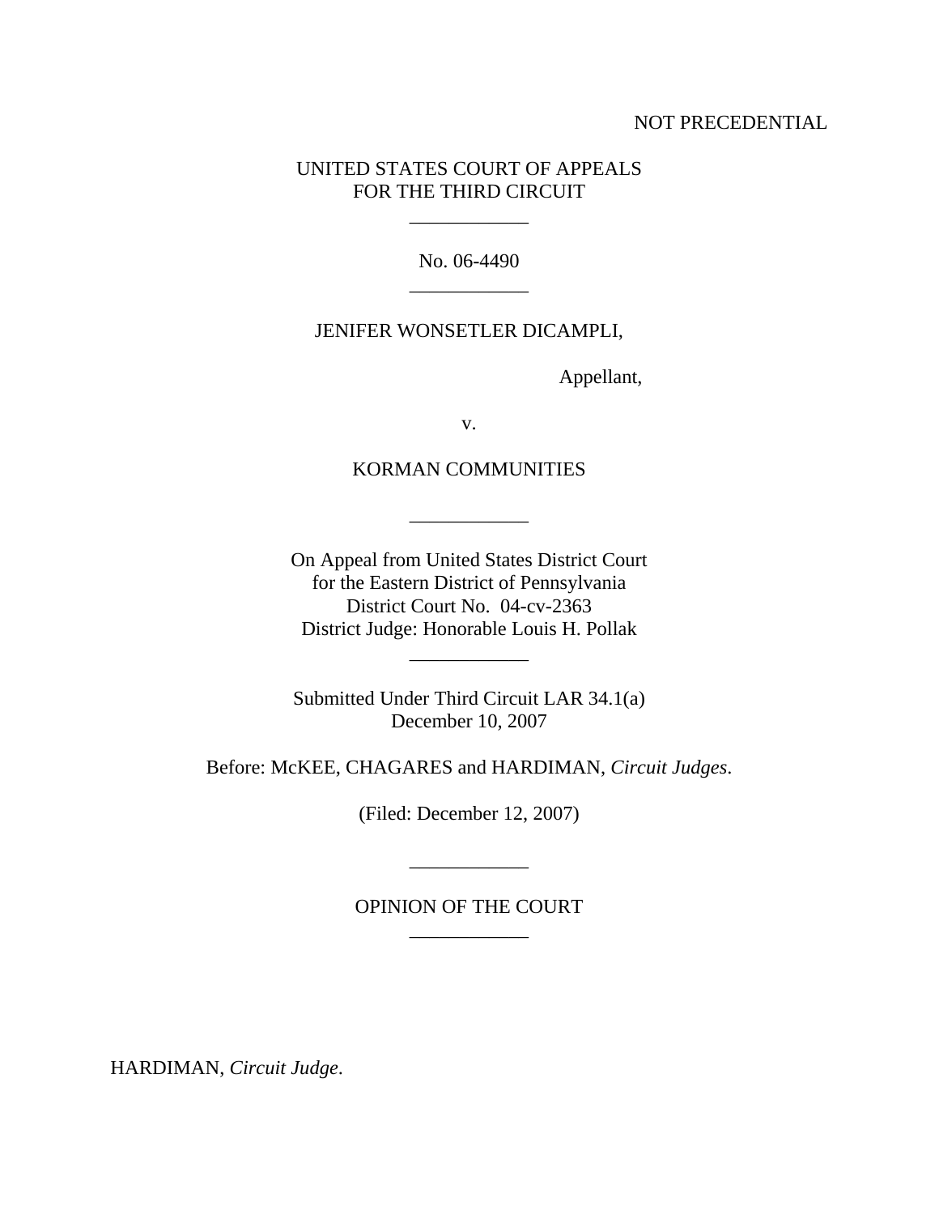NOT PRECEDENTIAL

UNITED STATES COURT OF APPEALS
FOR THE THIRD CIRCUIT

---

No. 06-4490

---

JENIFER WONSETLER DICAMPLI,

Appellant,

v.

KORMAN COMMUNITIES

---

On Appeal from United States District Court
for the Eastern District of Pennsylvania
District Court No. 04-cv-2363
District Judge: Honorable Louis H. Pollak

---

Submitted Under Third Circuit LAR 34.1(a)
December 10, 2007

Before: McKEE, CHAGARES and HARDIMAN, *Circuit Judges*.

(Filed: December 12, 2007)

---

OPINION OF THE COURT

---

HARDIMAN, *Circuit Judge*.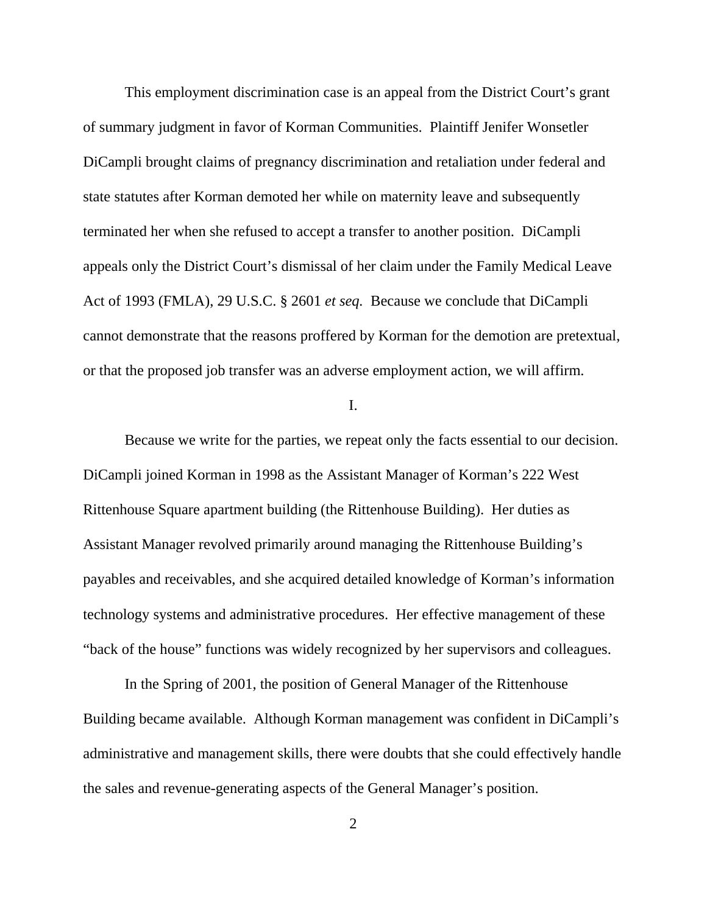This employment discrimination case is an appeal from the District Court's grant of summary judgment in favor of Korman Communities. Plaintiff Jenifer Wonsetler DiCampli brought claims of pregnancy discrimination and retaliation under federal and state statutes after Korman demoted her while on maternity leave and subsequently terminated her when she refused to accept a transfer to another position. DiCampli appeals only the District Court's dismissal of her claim under the Family Medical Leave Act of 1993 (FMLA), 29 U.S.C. § 2601 *et seq.* Because we conclude that DiCampli cannot demonstrate that the reasons proffered by Korman for the demotion are pretextual, or that the proposed job transfer was an adverse employment action, we will affirm.

I.

Because we write for the parties, we repeat only the facts essential to our decision. DiCampli joined Korman in 1998 as the Assistant Manager of Korman's 222 West Rittenhouse Square apartment building (the Rittenhouse Building). Her duties as Assistant Manager revolved primarily around managing the Rittenhouse Building's payables and receivables, and she acquired detailed knowledge of Korman's information technology systems and administrative procedures. Her effective management of these "back of the house" functions was widely recognized by her supervisors and colleagues.

In the Spring of 2001, the position of General Manager of the Rittenhouse Building became available. Although Korman management was confident in DiCampli's administrative and management skills, there were doubts that she could effectively handle the sales and revenue-generating aspects of the General Manager's position.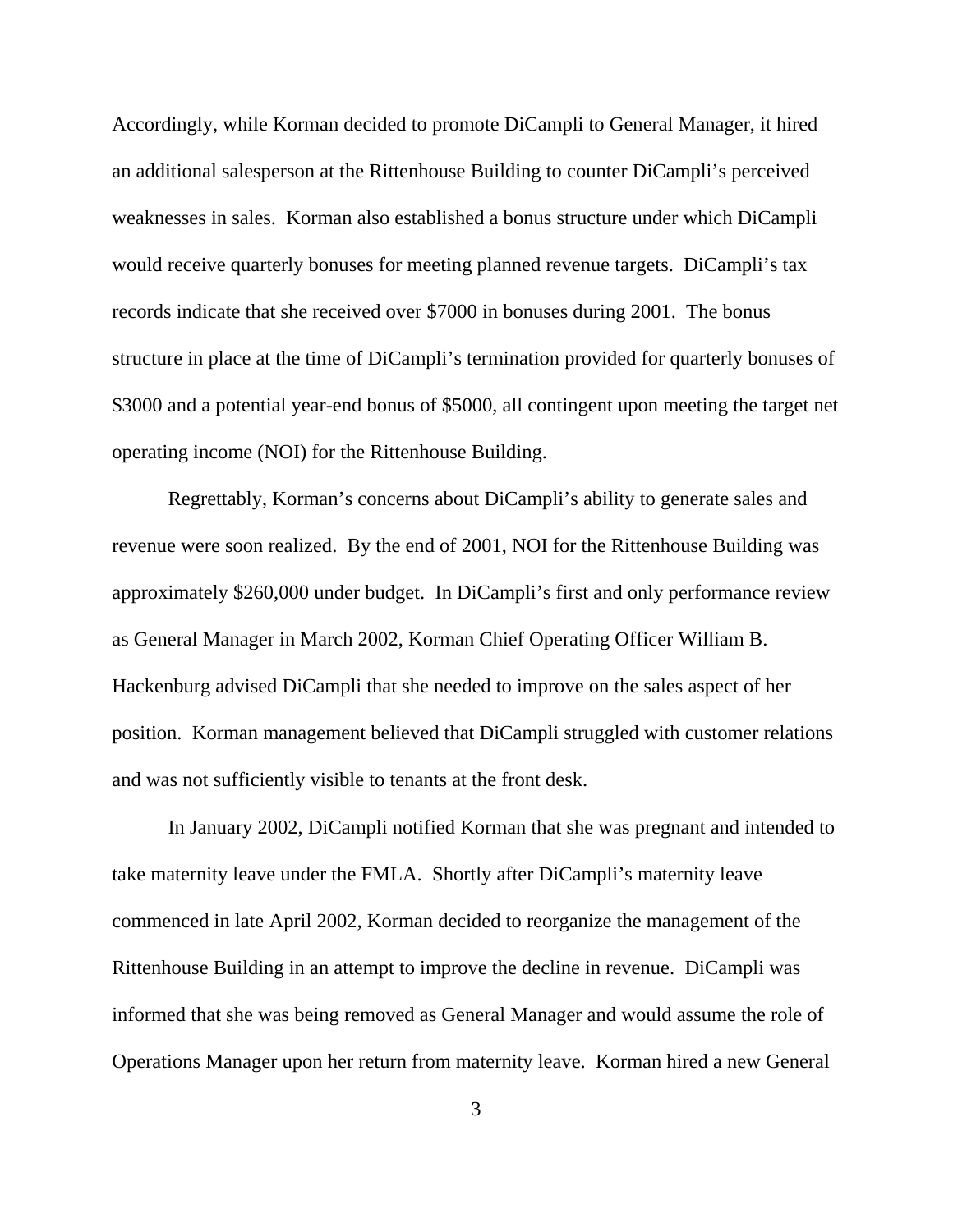Accordingly, while Korman decided to promote DiCampli to General Manager, it hired an additional salesperson at the Rittenhouse Building to counter DiCampli's perceived weaknesses in sales. Korman also established a bonus structure under which DiCampli would receive quarterly bonuses for meeting planned revenue targets. DiCampli's tax records indicate that she received over $7000 in bonuses during 2001. The bonus structure in place at the time of DiCampli's termination provided for quarterly bonuses of $3000 and a potential year-end bonus of $5000, all contingent upon meeting the target net operating income (NOI) for the Rittenhouse Building.

Regrettably, Korman's concerns about DiCampli's ability to generate sales and revenue were soon realized. By the end of 2001, NOI for the Rittenhouse Building was approximately $260,000 under budget. In DiCampli's first and only performance review as General Manager in March 2002, Korman Chief Operating Officer William B. Hackenburg advised DiCampli that she needed to improve on the sales aspect of her position. Korman management believed that DiCampli struggled with customer relations and was not sufficiently visible to tenants at the front desk.

In January 2002, DiCampli notified Korman that she was pregnant and intended to take maternity leave under the FMLA. Shortly after DiCampli's maternity leave commenced in late April 2002, Korman decided to reorganize the management of the Rittenhouse Building in an attempt to improve the decline in revenue. DiCampli was informed that she was being removed as General Manager and would assume the role of Operations Manager upon her return from maternity leave. Korman hired a new General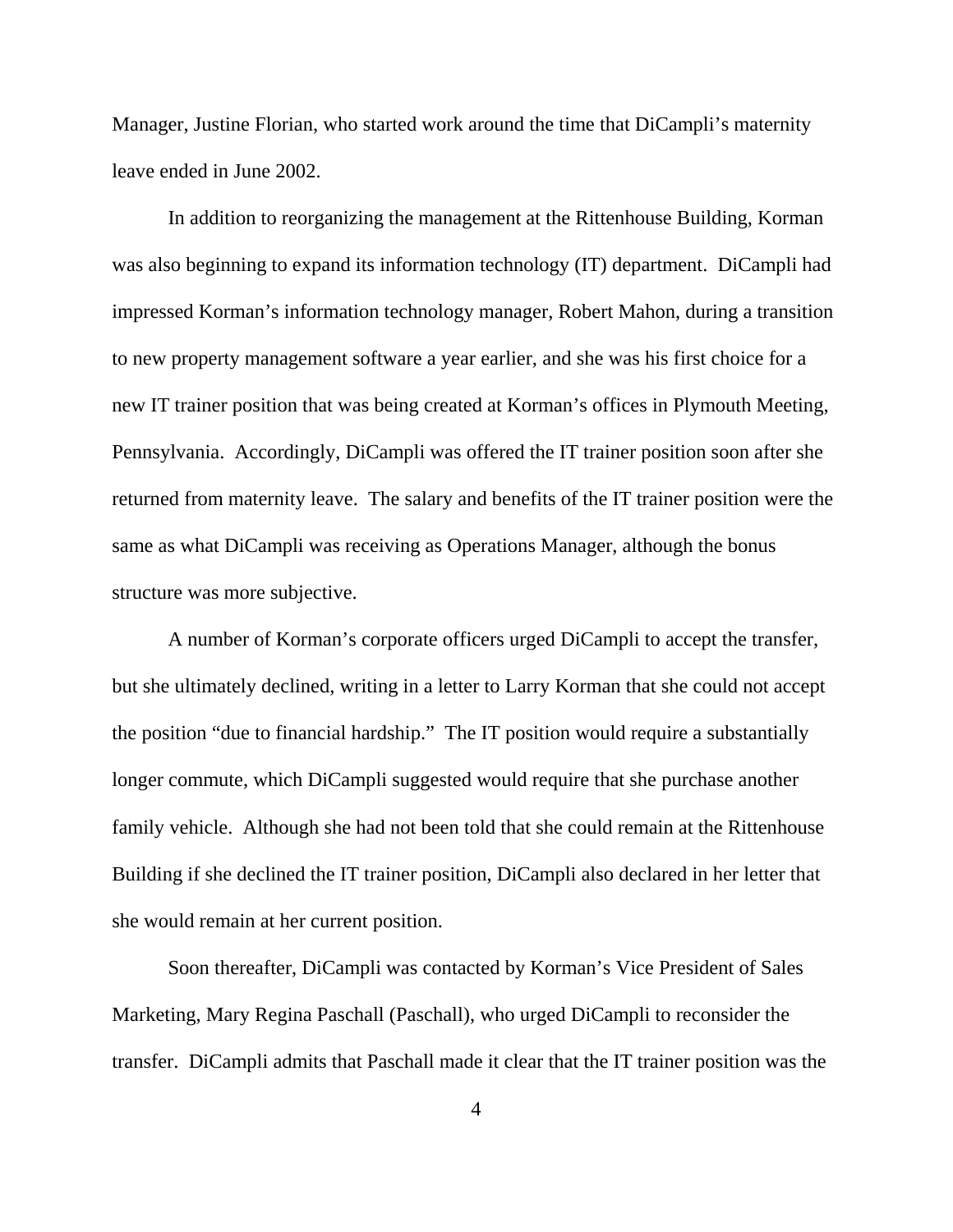Manager, Justine Florian, who started work around the time that DiCampli's maternity leave ended in June 2002.

In addition to reorganizing the management at the Rittenhouse Building, Korman was also beginning to expand its information technology (IT) department. DiCampli had impressed Korman's information technology manager, Robert Mahon, during a transition to new property management software a year earlier, and she was his first choice for a new IT trainer position that was being created at Korman's offices in Plymouth Meeting, Pennsylvania. Accordingly, DiCampli was offered the IT trainer position soon after she returned from maternity leave. The salary and benefits of the IT trainer position were the same as what DiCampli was receiving as Operations Manager, although the bonus structure was more subjective.

A number of Korman's corporate officers urged DiCampli to accept the transfer, but she ultimately declined, writing in a letter to Larry Korman that she could not accept the position "due to financial hardship." The IT position would require a substantially longer commute, which DiCampli suggested would require that she purchase another family vehicle. Although she had not been told that she could remain at the Rittenhouse Building if she declined the IT trainer position, DiCampli also declared in her letter that she would remain at her current position.

Soon thereafter, DiCampli was contacted by Korman's Vice President of Sales Marketing, Mary Regina Paschall (Paschall), who urged DiCampli to reconsider the transfer. DiCampli admits that Paschall made it clear that the IT trainer position was the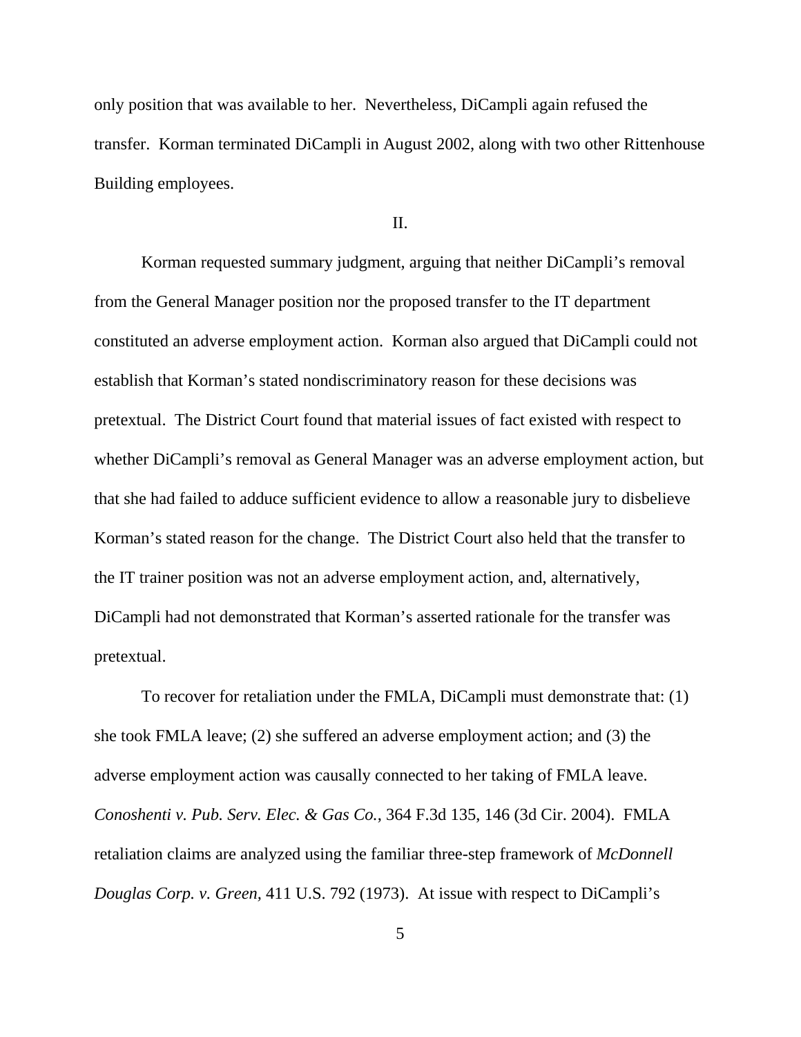only position that was available to her. Nevertheless, DiCampli again refused the transfer. Korman terminated DiCampli in August 2002, along with two other Rittenhouse Building employees.

II.

Korman requested summary judgment, arguing that neither DiCampli's removal from the General Manager position nor the proposed transfer to the IT department constituted an adverse employment action. Korman also argued that DiCampli could not establish that Korman's stated nondiscriminatory reason for these decisions was pretextual. The District Court found that material issues of fact existed with respect to whether DiCampli's removal as General Manager was an adverse employment action, but that she had failed to adduce sufficient evidence to allow a reasonable jury to disbelieve Korman's stated reason for the change. The District Court also held that the transfer to the IT trainer position was not an adverse employment action, and, alternatively, DiCampli had not demonstrated that Korman's asserted rationale for the transfer was pretextual.

To recover for retaliation under the FMLA, DiCampli must demonstrate that: (1) she took FMLA leave; (2) she suffered an adverse employment action; and (3) the adverse employment action was causally connected to her taking of FMLA leave. *Conoshenti v. Pub. Serv. Elec. & Gas Co.*, 364 F.3d 135, 146 (3d Cir. 2004). FMLA retaliation claims are analyzed using the familiar three-step framework of *McDonnell Douglas Corp. v. Green*, 411 U.S. 792 (1973). At issue with respect to DiCampli's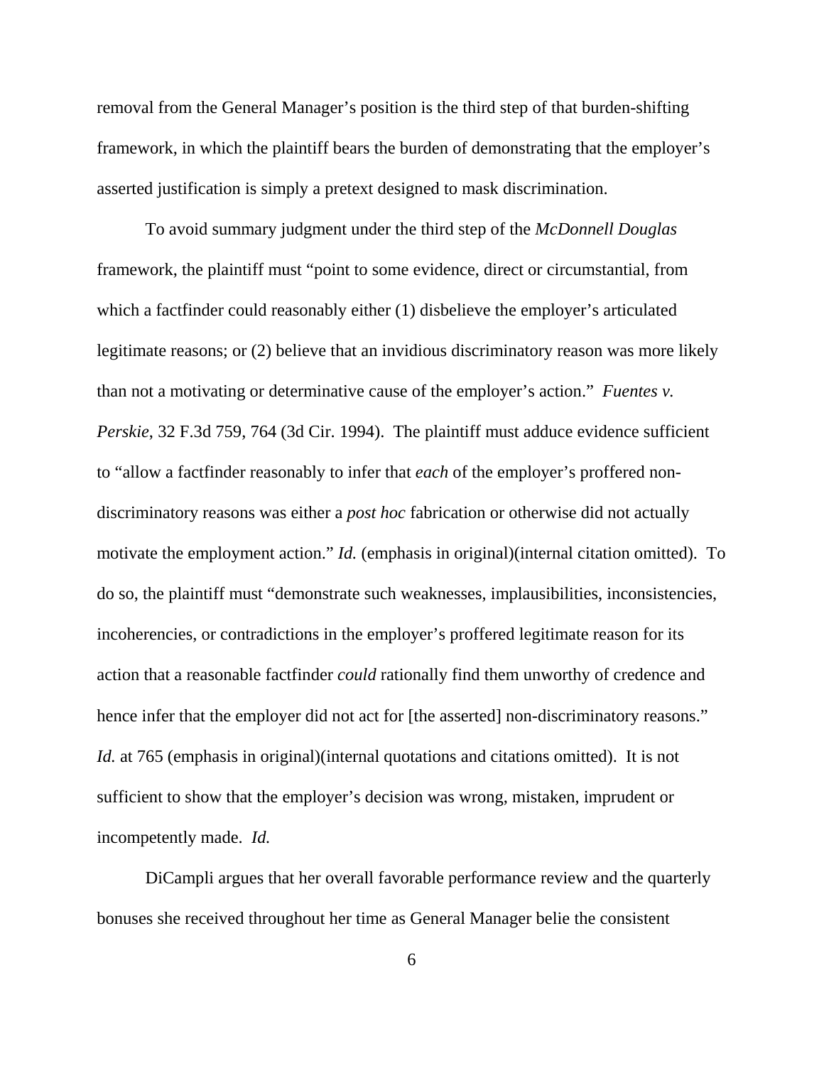removal from the General Manager's position is the third step of that burden-shifting framework, in which the plaintiff bears the burden of demonstrating that the employer's asserted justification is simply a pretext designed to mask discrimination.

To avoid summary judgment under the third step of the *McDonnell Douglas* framework, the plaintiff must "point to some evidence, direct or circumstantial, from which a factfinder could reasonably either (1) disbelieve the employer's articulated legitimate reasons; or (2) believe that an invidious discriminatory reason was more likely than not a motivating or determinative cause of the employer's action." *Fuentes v. Perskie*, 32 F.3d 759, 764 (3d Cir. 1994). The plaintiff must adduce evidence sufficient to "allow a factfinder reasonably to infer that *each* of the employer's proffered non-discriminatory reasons was either a *post hoc* fabrication or otherwise did not actually motivate the employment action." *Id.* (emphasis in original)(internal citation omitted). To do so, the plaintiff must "demonstrate such weaknesses, implausibilities, inconsistencies, incoherencies, or contradictions in the employer's proffered legitimate reason for its action that a reasonable factfinder *could* rationally find them unworthy of credence and hence infer that the employer did not act for [the asserted] non-discriminatory reasons." *Id.* at 765 (emphasis in original)(internal quotations and citations omitted). It is not sufficient to show that the employer's decision was wrong, mistaken, imprudent or incompetently made. *Id.*

DiCampli argues that her overall favorable performance review and the quarterly bonuses she received throughout her time as General Manager belie the consistent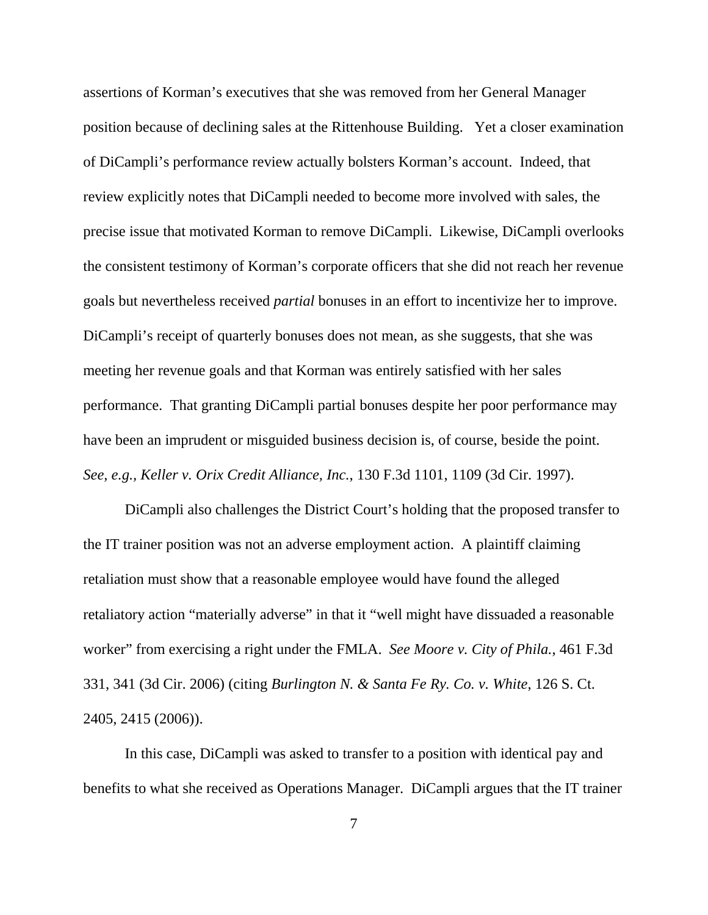assertions of Korman's executives that she was removed from her General Manager position because of declining sales at the Rittenhouse Building. Yet a closer examination of DiCampli's performance review actually bolsters Korman's account. Indeed, that review explicitly notes that DiCampli needed to become more involved with sales, the precise issue that motivated Korman to remove DiCampli. Likewise, DiCampli overlooks the consistent testimony of Korman's corporate officers that she did not reach her revenue goals but nevertheless received *partial* bonuses in an effort to incentivize her to improve. DiCampli's receipt of quarterly bonuses does not mean, as she suggests, that she was meeting her revenue goals and that Korman was entirely satisfied with her sales performance. That granting DiCampli partial bonuses despite her poor performance may have been an imprudent or misguided business decision is, of course, beside the point. *See, e.g.*, *Keller v. Orix Credit Alliance, Inc.*, 130 F.3d 1101, 1109 (3d Cir. 1997).

DiCampli also challenges the District Court's holding that the proposed transfer to the IT trainer position was not an adverse employment action. A plaintiff claiming retaliation must show that a reasonable employee would have found the alleged retaliatory action "materially adverse" in that it "well might have dissuaded a reasonable worker" from exercising a right under the FMLA. *See Moore v. City of Phila.*, 461 F.3d 331, 341 (3d Cir. 2006) (citing *Burlington N. & Santa Fe Ry. Co. v. White*, 126 S. Ct. 2405, 2415 (2006)).

In this case, DiCampli was asked to transfer to a position with identical pay and benefits to what she received as Operations Manager. DiCampli argues that the IT trainer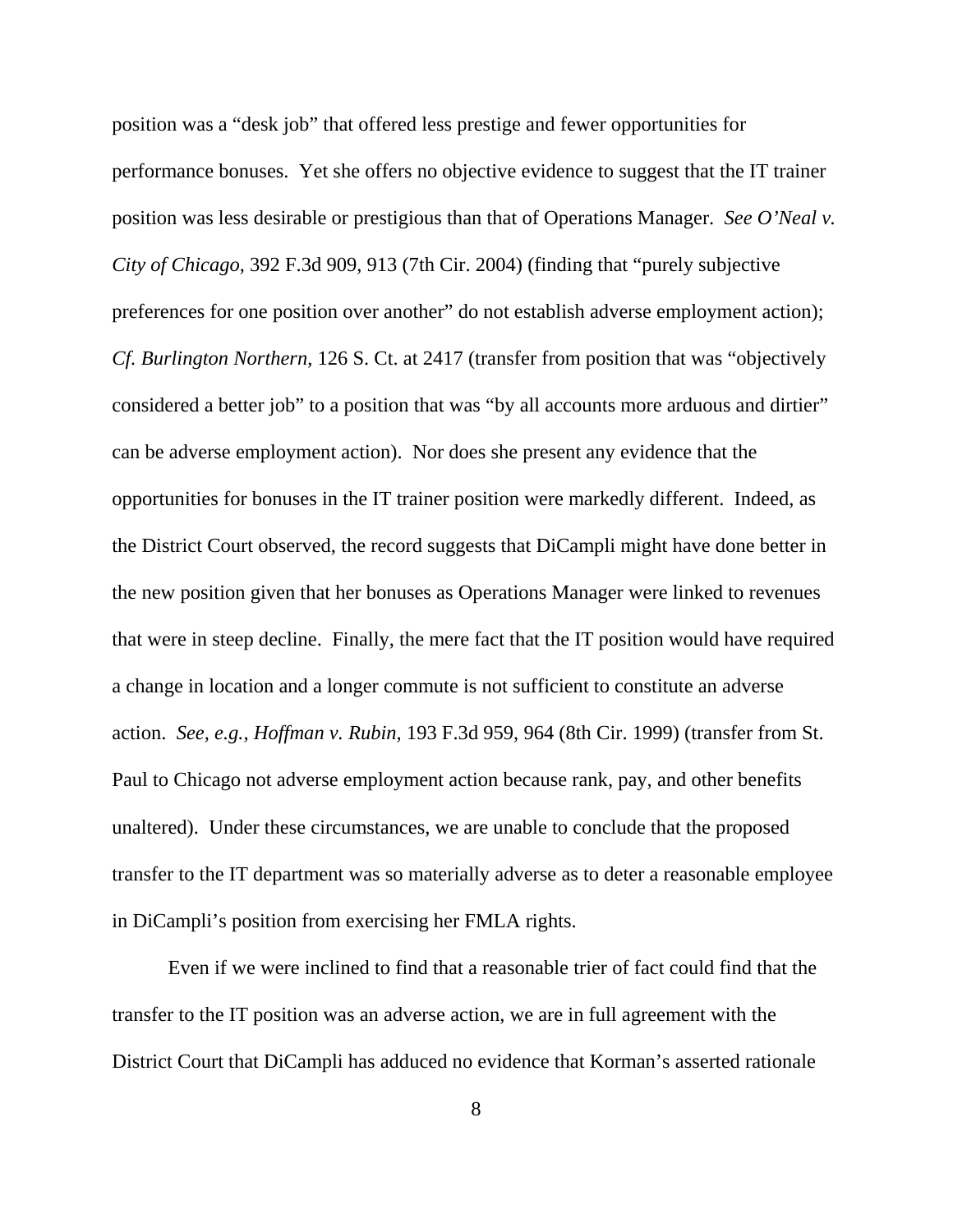position was a "desk job" that offered less prestige and fewer opportunities for performance bonuses. Yet she offers no objective evidence to suggest that the IT trainer position was less desirable or prestigious than that of Operations Manager. *See O'Neal v. City of Chicago*, 392 F.3d 909, 913 (7th Cir. 2004) (finding that "purely subjective preferences for one position over another" do not establish adverse employment action); *Cf. Burlington Northern*, 126 S. Ct. at 2417 (transfer from position that was "objectively considered a better job" to a position that was "by all accounts more arduous and dirtier" can be adverse employment action). Nor does she present any evidence that the opportunities for bonuses in the IT trainer position were markedly different. Indeed, as the District Court observed, the record suggests that DiCampli might have done better in the new position given that her bonuses as Operations Manager were linked to revenues that were in steep decline. Finally, the mere fact that the IT position would have required a change in location and a longer commute is not sufficient to constitute an adverse action. *See, e.g., Hoffman v. Rubin,* 193 F.3d 959, 964 (8th Cir. 1999) (transfer from St. Paul to Chicago not adverse employment action because rank, pay, and other benefits unaltered). Under these circumstances, we are unable to conclude that the proposed transfer to the IT department was so materially adverse as to deter a reasonable employee in DiCampli's position from exercising her FMLA rights.

Even if we were inclined to find that a reasonable trier of fact could find that the transfer to the IT position was an adverse action, we are in full agreement with the District Court that DiCampli has adduced no evidence that Korman's asserted rationale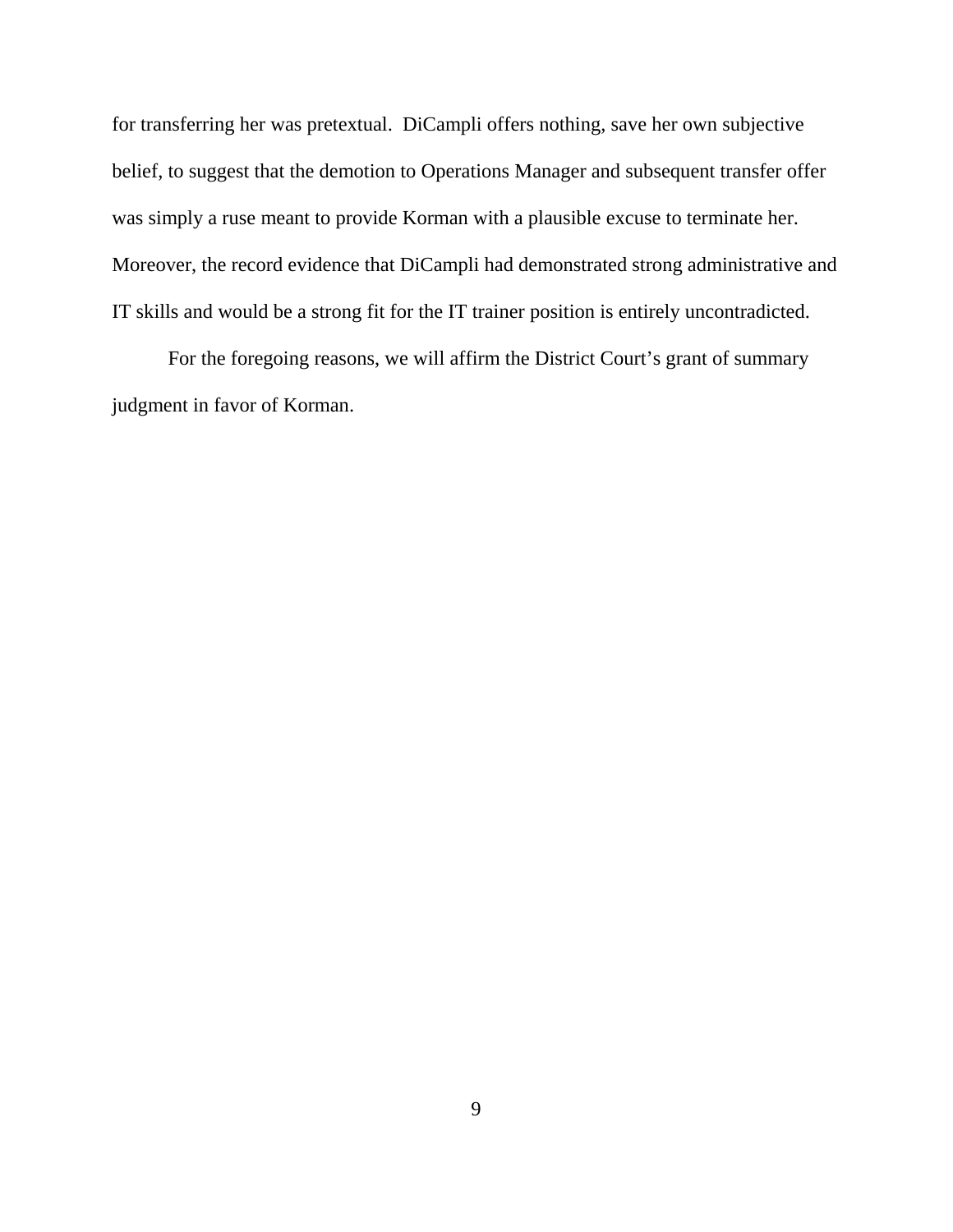for transferring her was pretextual. DiCampli offers nothing, save her own subjective belief, to suggest that the demotion to Operations Manager and subsequent transfer offer was simply a ruse meant to provide Korman with a plausible excuse to terminate her. Moreover, the record evidence that DiCampli had demonstrated strong administrative and IT skills and would be a strong fit for the IT trainer position is entirely uncontradicted.

For the foregoing reasons, we will affirm the District Court's grant of summary judgment in favor of Korman.